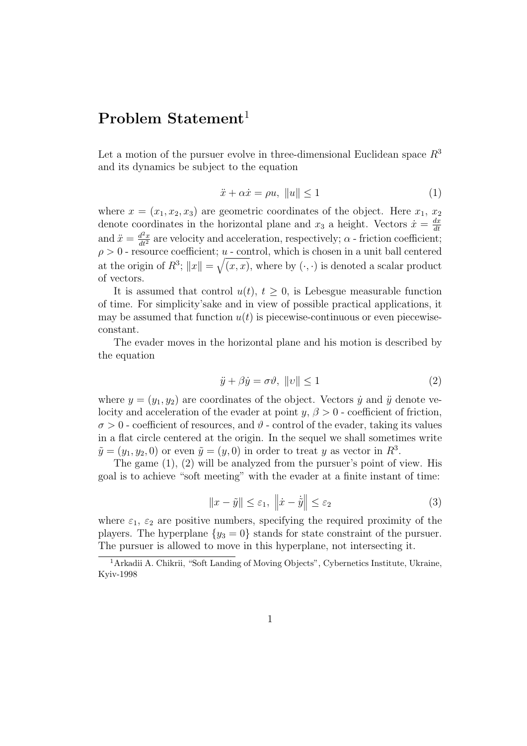## Problem Statement[1]

Let a motion of the pursuer evolve in three-dimensional Euclidean space $R^3$ and its dynamics be subject to the equation

$$\ddot{x} + \alpha \dot{x} = \rho u, \; \|u\| \leq 1 \tag{1}$$

where $x = (x_1, x_2, x_3)$ are geometric coordinates of the object. Here $x_1$, $x_2$ denote coordinates in the horizontal plane and $x_3$ a height. Vectors $\dot{x} = \frac{dx}{dt}$ and $\ddot{x} = \frac{d^2x}{dt^2}$ are velocity and acceleration, respectively; $\alpha$ - friction coefficient; $\rho > 0$ - resource coefficient; $u$ - control, which is chosen in a unit ball centered at the origin of $R^3$; $\|x\| = \sqrt{(x,x)}$, where by $(\cdot,\cdot)$ is denoted a scalar product of vectors.

It is assumed that control $u(t)$, $t \geq 0$, is Lebesgue measurable function of time. For simplicity'sake and in view of possible practical applications, it may be assumed that function $u(t)$ is piecewise-continuous or even piecewise-constant.

The evader moves in the horizontal plane and his motion is described by the equation

$$\ddot{y} + \beta \dot{y} = \sigma \vartheta, \; \|\upsilon\| \leq 1 \tag{2}$$

where $y = (y_1, y_2)$ are coordinates of the object. Vectors $\dot{y}$ and $\ddot{y}$ denote velocity and acceleration of the evader at point $y$, $\beta > 0$ - coefficient of friction, $\sigma > 0$ - coefficient of resources, and $\vartheta$ - control of the evader, taking its values in a flat circle centered at the origin. In the sequel we shall sometimes write $\tilde{y} = (y_1, y_2, 0)$ or even $\tilde{y} = (y, 0)$ in order to treat $y$ as vector in $R^3$.

The game (1), (2) will be analyzed from the pursuer's point of view. His goal is to achieve "soft meeting" with the evader at a finite instant of time:

$$\|x - \tilde{y}\| \leq \varepsilon_1, \; \left\|\dot{x} - \dot{\tilde{y}}\right\| \leq \varepsilon_2 \tag{3}$$

where $\varepsilon_1$, $\varepsilon_2$ are positive numbers, specifying the required proximity of the players. The hyperplane $\{y_3 = 0\}$ stands for state constraint of the pursuer. The pursuer is allowed to move in this hyperplane, not intersecting it.

[1] Arkadii A. Chikrii, "Soft Landing of Moving Objects", Cybernetics Institute, Ukraine, Kyiv-1998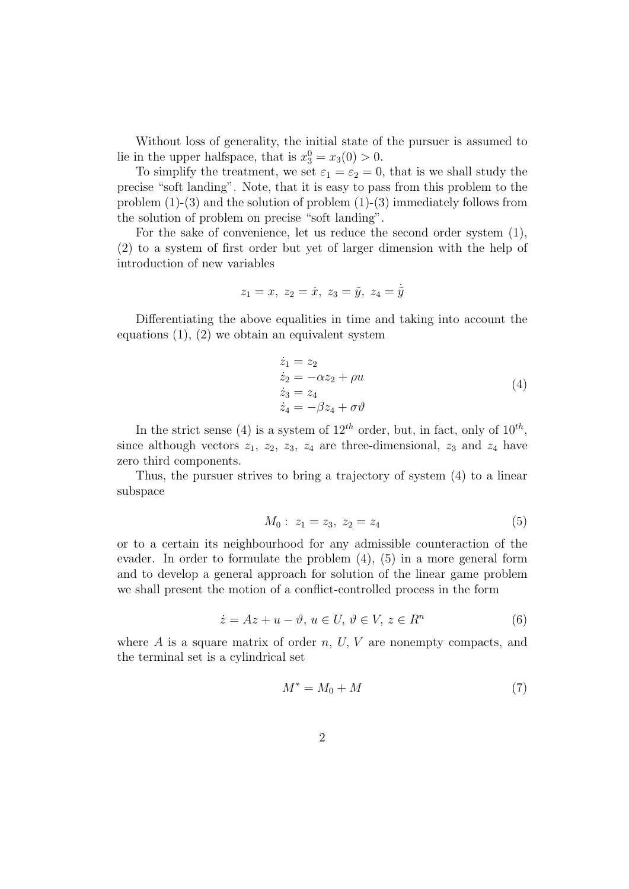Without loss of generality, the initial state of the pursuer is assumed to lie in the upper halfspace, that is $x_3^0 = x_3(0) > 0$.

To simplify the treatment, we set $\varepsilon_1 = \varepsilon_2 = 0$, that is we shall study the precise "soft landing". Note, that it is easy to pass from this problem to the problem (1)-(3) and the solution of problem (1)-(3) immediately follows from the solution of problem on precise "soft landing".

For the sake of convenience, let us reduce the second order system (1), (2) to a system of first order but yet of larger dimension with the help of introduction of new variables

$$z_1 = x,\ z_2 = \dot{x},\ z_3 = \tilde{y},\ z_4 = \dot{\tilde{y}}$$

Differentiating the above equalities in time and taking into account the equations (1), (2) we obtain an equivalent system

$$\begin{aligned} \dot{z}_1 &= z_2 \\ \dot{z}_2 &= -\alpha z_2 + \rho u \\ \dot{z}_3 &= z_4 \\ \dot{z}_4 &= -\beta z_4 + \sigma \vartheta \end{aligned} \tag{4}$$

In the strict sense (4) is a system of $12^{th}$ order, but, in fact, only of $10^{th}$, since although vectors $z_1,\ z_2,\ z_3,\ z_4$ are three-dimensional, $z_3$ and $z_4$ have zero third components.

Thus, the pursuer strives to bring a trajectory of system (4) to a linear subspace

$$M_0:\ z_1 = z_3,\ z_2 = z_4 \tag{5}$$

or to a certain its neighbourhood for any admissible counteraction of the evader. In order to formulate the problem (4), (5) in a more general form and to develop a general approach for solution of the linear game problem we shall present the motion of a conflict-controlled process in the form

$$\dot{z} = Az + u - \vartheta,\ u \in U,\ \vartheta \in V,\ z \in R^n \tag{6}$$

where $A$ is a square matrix of order $n$, $U$, $V$ are nonempty compacts, and the terminal set is a cylindrical set

$$M^* = M_0 + M \tag{7}$$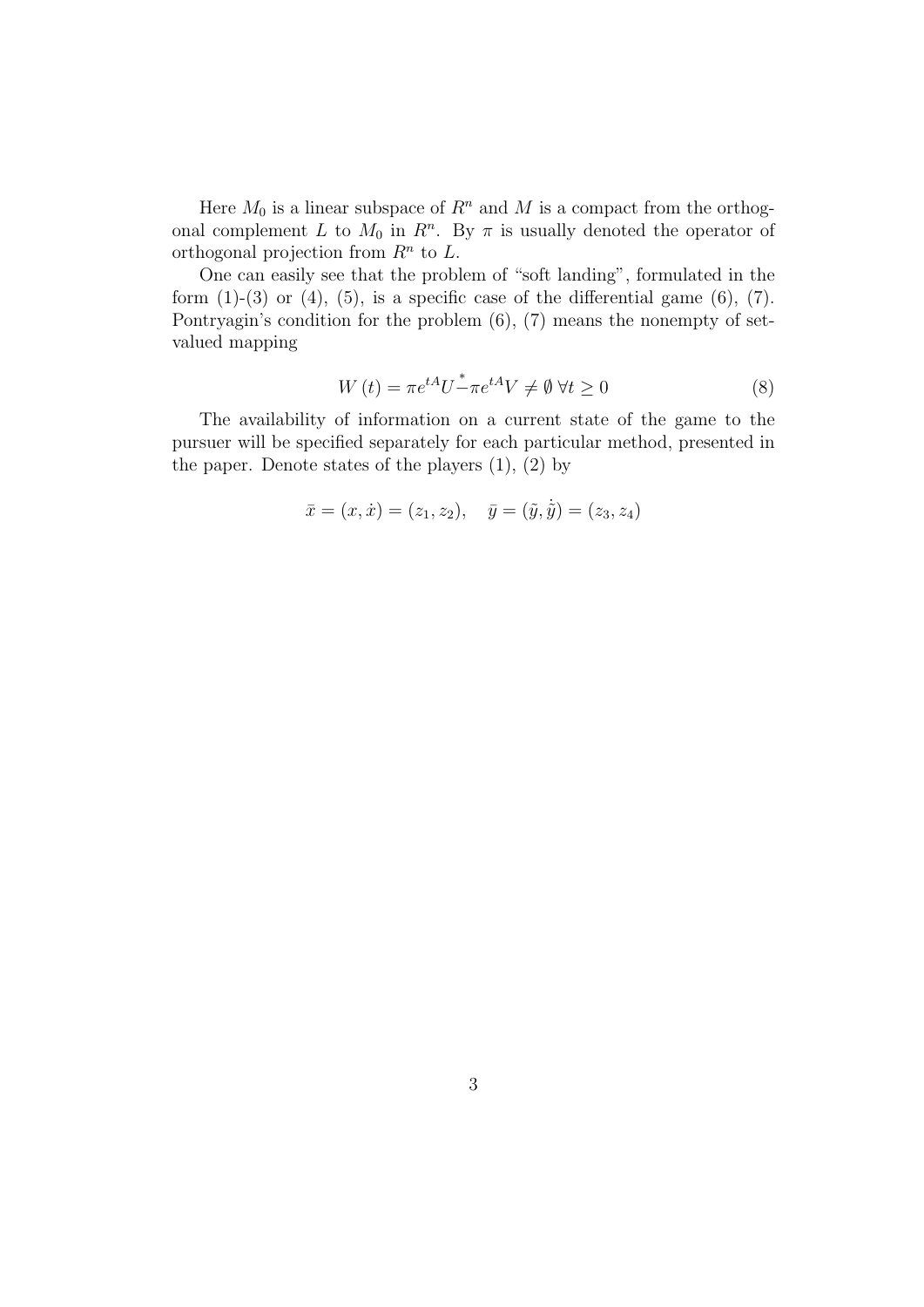Here $M_0$ is a linear subspace of $R^n$ and $M$ is a compact from the orthogonal complement $L$ to $M_0$ in $R^n$. By $\pi$ is usually denoted the operator of orthogonal projection from $R^n$ to $L$.

One can easily see that the problem of "soft landing", formulated in the form (1)-(3) or (4), (5), is a specific case of the differential game (6), (7). Pontryagin's condition for the problem (6), (7) means the nonempty of set-valued mapping

$$W(t) = \pi e^{tA} U \overset{*}{-} \pi e^{tA} V \neq \emptyset \; \forall t \geq 0 \tag{8}$$

The availability of information on a current state of the game to the pursuer will be specified separately for each particular method, presented in the paper. Denote states of the players (1), (2) by

$$\bar{x} = (x, \dot{x}) = (z_1, z_2), \quad \bar{y} = (\tilde{y}, \dot{\tilde{y}}) = (z_3, z_4)$$